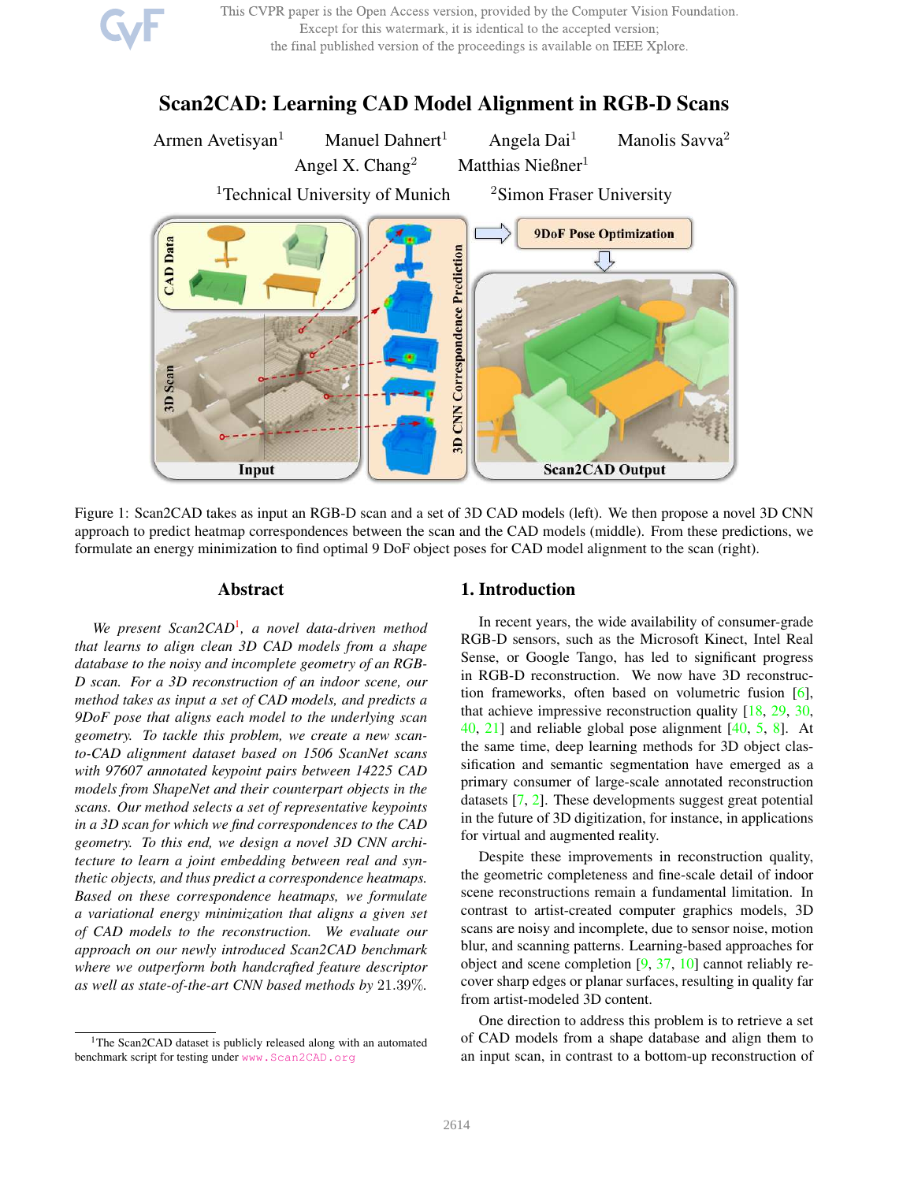# Scan2CAD: Learning CAD Model Alignment in RGB-D Scans

Armen Avetisyan[1] Manuel Dahnert[1] Angela Dai[1] Manolis Savva[2]
Angel X. Chang[2] Matthias Nießner[1]

[1]Technical University of Munich [2]Simon Fraser University

Figure 1: Scan2CAD takes as input an RGB-D scan and a set of 3D CAD models (left). We then propose a novel 3D CNN approach to predict heatmap correspondences between the scan and the CAD models (middle). From these predictions, we formulate an energy minimization to find optimal 9 DoF object poses for CAD model alignment to the scan (right).

## Abstract

*We present Scan2CAD[1], a novel data-driven method that learns to align clean 3D CAD models from a shape database to the noisy and incomplete geometry of an RGB-D scan. For a 3D reconstruction of an indoor scene, our method takes as input a set of CAD models, and predicts a 9DoF pose that aligns each model to the underlying scan geometry. To tackle this problem, we create a new scan-to-CAD alignment dataset based on 1506 ScanNet scans with 97607 annotated keypoint pairs between 14225 CAD models from ShapeNet and their counterpart objects in the scans. Our method selects a set of representative keypoints in a 3D scan for which we find correspondences to the CAD geometry. To this end, we design a novel 3D CNN architecture to learn a joint embedding between real and synthetic objects, and thus predict a correspondence heatmaps. Based on these correspondence heatmaps, we formulate a variational energy minimization that aligns a given set of CAD models to the reconstruction. We evaluate our approach on our newly introduced Scan2CAD benchmark where we outperform both handcrafted feature descriptor as well as state-of-the-art CNN based methods by 21.39%.*

[1]The Scan2CAD dataset is publicly released along with an automated benchmark script for testing under www.Scan2CAD.org

## 1. Introduction

In recent years, the wide availability of consumer-grade RGB-D sensors, such as the Microsoft Kinect, Intel Real Sense, or Google Tango, has led to significant progress in RGB-D reconstruction. We now have 3D reconstruction frameworks, often based on volumetric fusion [6], that achieve impressive reconstruction quality [18, 29, 30, 40, 21] and reliable global pose alignment [40, 5, 8]. At the same time, deep learning methods for 3D object classification and semantic segmentation have emerged as a primary consumer of large-scale annotated reconstruction datasets [7, 2]. These developments suggest great potential in the future of 3D digitization, for instance, in applications for virtual and augmented reality.

Despite these improvements in reconstruction quality, the geometric completeness and fine-scale detail of indoor scene reconstructions remain a fundamental limitation. In contrast to artist-created computer graphics models, 3D scans are noisy and incomplete, due to sensor noise, motion blur, and scanning patterns. Learning-based approaches for object and scene completion [9, 37, 10] cannot reliably recover sharp edges or planar surfaces, resulting in quality far from artist-modeled 3D content.

One direction to address this problem is to retrieve a set of CAD models from a shape database and align them to an input scan, in contrast to a bottom-up reconstruction of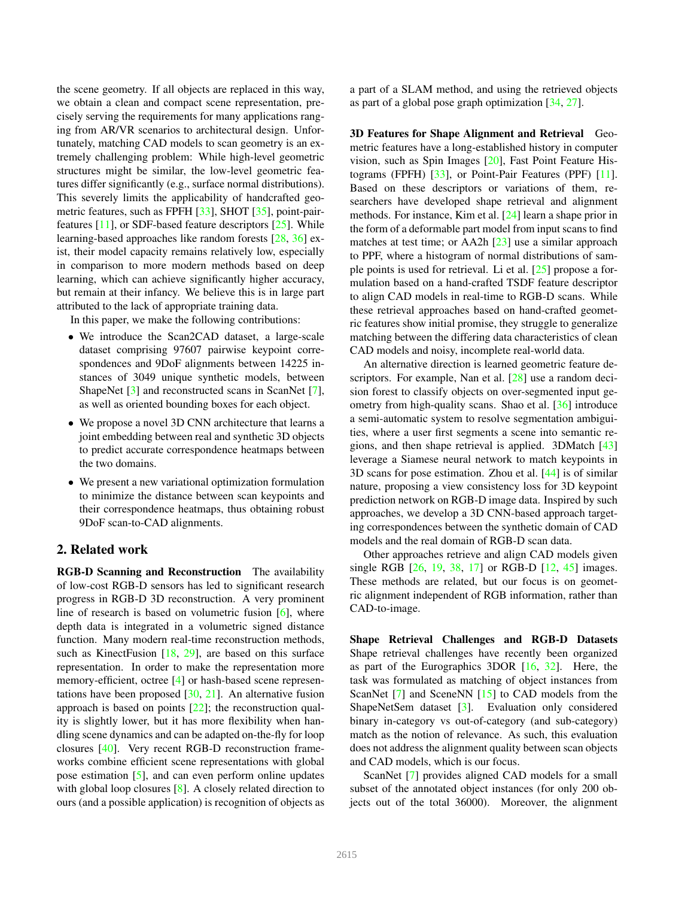the scene geometry. If all objects are replaced in this way, we obtain a clean and compact scene representation, precisely serving the requirements for many applications ranging from AR/VR scenarios to architectural design. Unfortunately, matching CAD models to scan geometry is an extremely challenging problem: While high-level geometric structures might be similar, the low-level geometric features differ significantly (e.g., surface normal distributions). This severely limits the applicability of handcrafted geometric features, such as FPFH [33], SHOT [35], point-pair-features [11], or SDF-based feature descriptors [25]. While learning-based approaches like random forests [28, 36] exist, their model capacity remains relatively low, especially in comparison to more modern methods based on deep learning, which can achieve significantly higher accuracy, but remain at their infancy. We believe this is in large part attributed to the lack of appropriate training data.

In this paper, we make the following contributions:

- We introduce the Scan2CAD dataset, a large-scale dataset comprising 97607 pairwise keypoint correspondences and 9DoF alignments between 14225 instances of 3049 unique synthetic models, between ShapeNet [3] and reconstructed scans in ScanNet [7], as well as oriented bounding boxes for each object.
- We propose a novel 3D CNN architecture that learns a joint embedding between real and synthetic 3D objects to predict accurate correspondence heatmaps between the two domains.
- We present a new variational optimization formulation to minimize the distance between scan keypoints and their correspondence heatmaps, thus obtaining robust 9DoF scan-to-CAD alignments.

## 2. Related work

**RGB-D Scanning and Reconstruction** The availability of low-cost RGB-D sensors has led to significant research progress in RGB-D 3D reconstruction. A very prominent line of research is based on volumetric fusion [6], where depth data is integrated in a volumetric signed distance function. Many modern real-time reconstruction methods, such as KinectFusion [18, 29], are based on this surface representation. In order to make the representation more memory-efficient, octree [4] or hash-based scene representations have been proposed [30, 21]. An alternative fusion approach is based on points [22]; the reconstruction quality is slightly lower, but it has more flexibility when handling scene dynamics and can be adapted on-the-fly for loop closures [40]. Very recent RGB-D reconstruction frameworks combine efficient scene representations with global pose estimation [5], and can even perform online updates with global loop closures [8]. A closely related direction to ours (and a possible application) is recognition of objects as a part of a SLAM method, and using the retrieved objects as part of a global pose graph optimization [34, 27].

**3D Features for Shape Alignment and Retrieval** Geometric features have a long-established history in computer vision, such as Spin Images [20], Fast Point Feature Histograms (FPFH) [33], or Point-Pair Features (PPF) [11]. Based on these descriptors or variations of them, researchers have developed shape retrieval and alignment methods. For instance, Kim et al. [24] learn a shape prior in the form of a deformable part model from input scans to find matches at test time; or AA2h [23] use a similar approach to PPF, where a histogram of normal distributions of sample points is used for retrieval. Li et al. [25] propose a formulation based on a hand-crafted TSDF feature descriptor to align CAD models in real-time to RGB-D scans. While these retrieval approaches based on hand-crafted geometric features show initial promise, they struggle to generalize matching between the differing data characteristics of clean CAD models and noisy, incomplete real-world data.

An alternative direction is learned geometric feature descriptors. For example, Nan et al. [28] use a random decision forest to classify objects on over-segmented input geometry from high-quality scans. Shao et al. [36] introduce a semi-automatic system to resolve segmentation ambiguities, where a user first segments a scene into semantic regions, and then shape retrieval is applied. 3DMatch [43] leverage a Siamese neural network to match keypoints in 3D scans for pose estimation. Zhou et al. [44] is of similar nature, proposing a view consistency loss for 3D keypoint prediction network on RGB-D image data. Inspired by such approaches, we develop a 3D CNN-based approach targeting correspondences between the synthetic domain of CAD models and the real domain of RGB-D scan data.

Other approaches retrieve and align CAD models given single RGB [26, 19, 38, 17] or RGB-D [12, 45] images. These methods are related, but our focus is on geometric alignment independent of RGB information, rather than CAD-to-image.

**Shape Retrieval Challenges and RGB-D Datasets** Shape retrieval challenges have recently been organized as part of the Eurographics 3DOR [16, 32]. Here, the task was formulated as matching of object instances from ScanNet [7] and SceneNN [15] to CAD models from the ShapeNetSem dataset [3]. Evaluation only considered binary in-category vs out-of-category (and sub-category) match as the notion of relevance. As such, this evaluation does not address the alignment quality between scan objects and CAD models, which is our focus.

ScanNet [7] provides aligned CAD models for a small subset of the annotated object instances (for only 200 objects out of the total 36000). Moreover, the alignment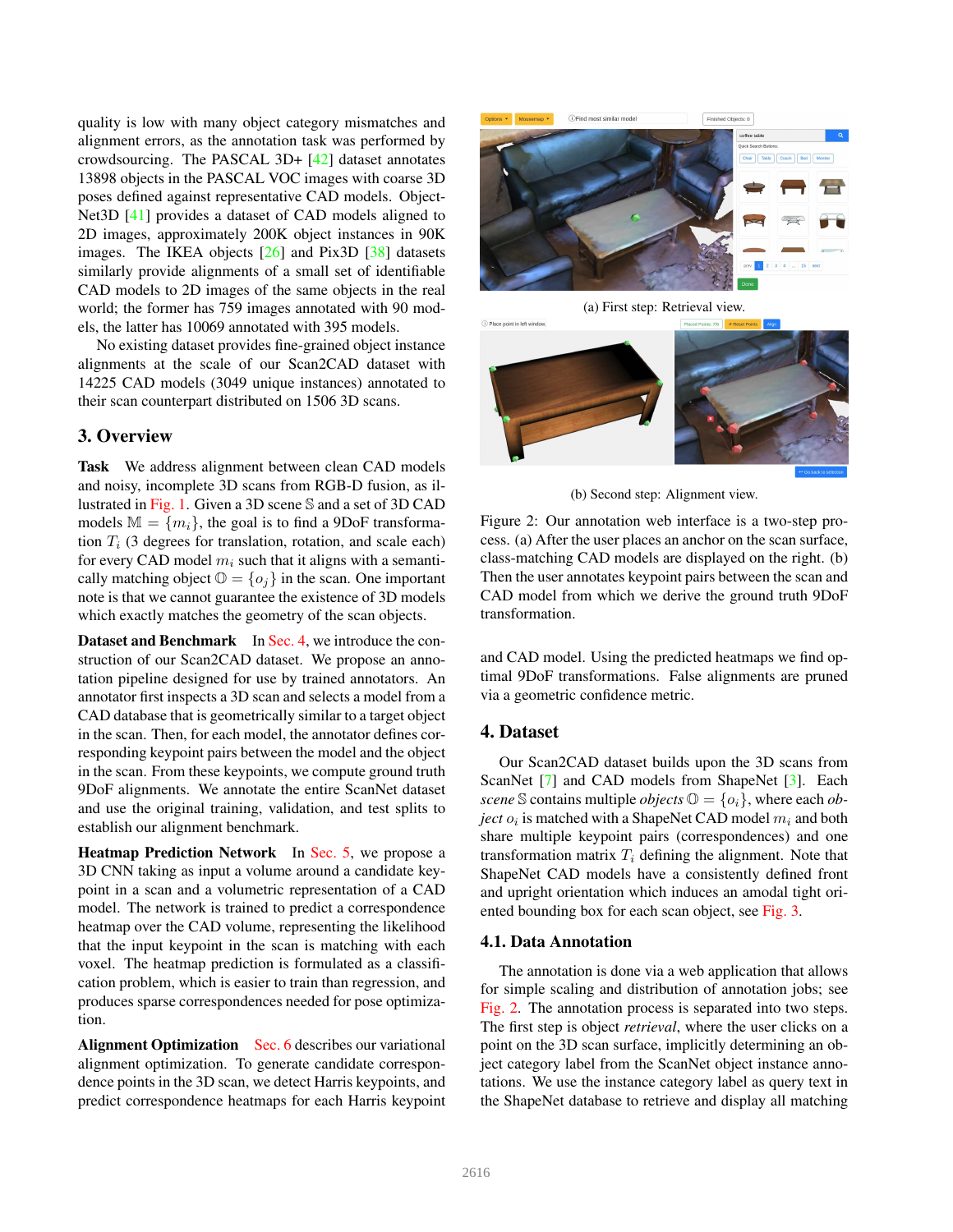quality is low with many object category mismatches and alignment errors, as the annotation task was performed by crowdsourcing. The PASCAL 3D+ [42] dataset annotates 13898 objects in the PASCAL VOC images with coarse 3D poses defined against representative CAD models. ObjectNet3D [41] provides a dataset of CAD models aligned to 2D images, approximately 200K object instances in 90K images. The IKEA objects [26] and Pix3D [38] datasets similarly provide alignments of a small set of identifiable CAD models to 2D images of the same objects in the real world; the former has 759 images annotated with 90 models, the latter has 10069 annotated with 395 models.

No existing dataset provides fine-grained object instance alignments at the scale of our Scan2CAD dataset with 14225 CAD models (3049 unique instances) annotated to their scan counterpart distributed on 1506 3D scans.

## 3. Overview

**Task** We address alignment between clean CAD models and noisy, incomplete 3D scans from RGB-D fusion, as illustrated in Fig. 1. Given a 3D scene $\mathbb{S}$ and a set of 3D CAD models $\mathbb{M} = \{m_i\}$, the goal is to find a 9DoF transformation $T_i$ (3 degrees for translation, rotation, and scale each) for every CAD model $m_i$ such that it aligns with a semantically matching object $\mathbb{O} = \{o_j\}$ in the scan. One important note is that we cannot guarantee the existence of 3D models which exactly matches the geometry of the scan objects.

**Dataset and Benchmark** In Sec. 4, we introduce the construction of our Scan2CAD dataset. We propose an annotation pipeline designed for use by trained annotators. An annotator first inspects a 3D scan and selects a model from a CAD database that is geometrically similar to a target object in the scan. Then, for each model, the annotator defines corresponding keypoint pairs between the model and the object in the scan. From these keypoints, we compute ground truth 9DoF alignments. We annotate the entire ScanNet dataset and use the original training, validation, and test splits to establish our alignment benchmark.

**Heatmap Prediction Network** In Sec. 5, we propose a 3D CNN taking as input a volume around a candidate keypoint in a scan and a volumetric representation of a CAD model. The network is trained to predict a correspondence heatmap over the CAD volume, representing the likelihood that the input keypoint in the scan is matching with each voxel. The heatmap prediction is formulated as a classification problem, which is easier to train than regression, and produces sparse correspondences needed for pose optimization.

**Alignment Optimization** Sec. 6 describes our variational alignment optimization. To generate candidate correspondence points in the 3D scan, we detect Harris keypoints, and predict correspondence heatmaps for each Harris keypoint and CAD model. Using the predicted heatmaps we find optimal 9DoF transformations. False alignments are pruned via a geometric confidence metric.

(a) First step: Retrieval view.

(b) Second step: Alignment view.

Figure 2: Our annotation web interface is a two-step process. (a) After the user places an anchor on the scan surface, class-matching CAD models are displayed on the right. (b) Then the user annotates keypoint pairs between the scan and CAD model from which we derive the ground truth 9DoF transformation.

## 4. Dataset

Our Scan2CAD dataset builds upon the 3D scans from ScanNet [7] and CAD models from ShapeNet [3]. Each *scene* $\mathbb{S}$ contains multiple *objects* $\mathbb{O} = \{o_i\}$, where each *object* $o_i$ is matched with a ShapeNet CAD model $m_i$ and both share multiple keypoint pairs (correspondences) and one transformation matrix $T_i$ defining the alignment. Note that ShapeNet CAD models have a consistently defined front and upright orientation which induces an amodal tight oriented bounding box for each scan object, see Fig. 3.

### 4.1. Data Annotation

The annotation is done via a web application that allows for simple scaling and distribution of annotation jobs; see Fig. 2. The annotation process is separated into two steps. The first step is object *retrieval*, where the user clicks on a point on the 3D scan surface, implicitly determining an object category label from the ScanNet object instance annotations. We use the instance category label as query text in the ShapeNet database to retrieve and display all matching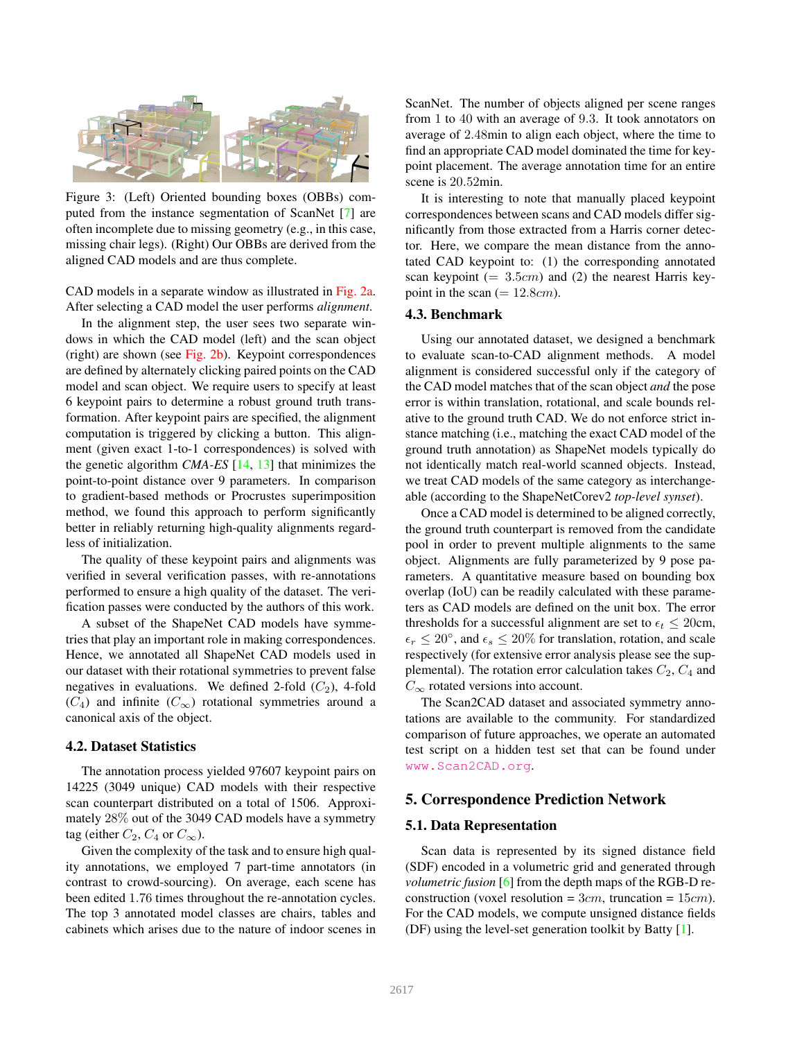Figure 3: (Left) Oriented bounding boxes (OBBs) computed from the instance segmentation of ScanNet [7] are often incomplete due to missing geometry (e.g., in this case, missing chair legs). (Right) Our OBBs are derived from the aligned CAD models and are thus complete.

CAD models in a separate window as illustrated in Fig. 2a. After selecting a CAD model the user performs *alignment*.

In the alignment step, the user sees two separate windows in which the CAD model (left) and the scan object (right) are shown (see Fig. 2b). Keypoint correspondences are defined by alternately clicking paired points on the CAD model and scan object. We require users to specify at least 6 keypoint pairs to determine a robust ground truth transformation. After keypoint pairs are specified, the alignment computation is triggered by clicking a button. This alignment (given exact 1-to-1 correspondences) is solved with the genetic algorithm *CMA-ES* [14, 13] that minimizes the point-to-point distance over 9 parameters. In comparison to gradient-based methods or Procrustes superimposition method, we found this approach to perform significantly better in reliably returning high-quality alignments regardless of initialization.

The quality of these keypoint pairs and alignments was verified in several verification passes, with re-annotations performed to ensure a high quality of the dataset. The verification passes were conducted by the authors of this work.

A subset of the ShapeNet CAD models have symmetries that play an important role in making correspondences. Hence, we annotated all ShapeNet CAD models used in our dataset with their rotational symmetries to prevent false negatives in evaluations. We defined 2-fold ($C_2$), 4-fold ($C_4$) and infinite ($C_\infty$) rotational symmetries around a canonical axis of the object.

### 4.2. Dataset Statistics

The annotation process yielded 97607 keypoint pairs on 14225 (3049 unique) CAD models with their respective scan counterpart distributed on a total of 1506. Approximately 28% out of the 3049 CAD models have a symmetry tag (either $C_2$, $C_4$ or $C_\infty$).

Given the complexity of the task and to ensure high quality annotations, we employed 7 part-time annotators (in contrast to crowd-sourcing). On average, each scene has been edited 1.76 times throughout the re-annotation cycles. The top 3 annotated model classes are chairs, tables and cabinets which arises due to the nature of indoor scenes in ScanNet. The number of objects aligned per scene ranges from 1 to 40 with an average of 9.3. It took annotators on average of 2.48min to align each object, where the time to find an appropriate CAD model dominated the time for keypoint placement. The average annotation time for an entire scene is 20.52min.

It is interesting to note that manually placed keypoint correspondences between scans and CAD models differ significantly from those extracted from a Harris corner detector. Here, we compare the mean distance from the annotated CAD keypoint to: (1) the corresponding annotated scan keypoint ($= 3.5cm$) and (2) the nearest Harris keypoint in the scan ($= 12.8cm$).

### 4.3. Benchmark

Using our annotated dataset, we designed a benchmark to evaluate scan-to-CAD alignment methods. A model alignment is considered successful only if the category of the CAD model matches that of the scan object *and* the pose error is within translation, rotational, and scale bounds relative to the ground truth CAD. We do not enforce strict instance matching (i.e., matching the exact CAD model of the ground truth annotation) as ShapeNet models typically do not identically match real-world scanned objects. Instead, we treat CAD models of the same category as interchangeable (according to the ShapeNetCorev2 *top-level synset*).

Once a CAD model is determined to be aligned correctly, the ground truth counterpart is removed from the candidate pool in order to prevent multiple alignments to the same object. Alignments are fully parameterized by 9 pose parameters. A quantitative measure based on bounding box overlap (IoU) can be readily calculated with these parameters as CAD models are defined on the unit box. The error thresholds for a successful alignment are set to $\epsilon_t \leq 20$cm, $\epsilon_r \leq 20°$, and $\epsilon_s \leq 20\%$ for translation, rotation, and scale respectively (for extensive error analysis please see the supplemental). The rotation error calculation takes $C_2$, $C_4$ and $C_\infty$ rotated versions into account.

The Scan2CAD dataset and associated symmetry annotations are available to the community. For standardized comparison of future approaches, we operate an automated test script on a hidden test set that can be found under www.Scan2CAD.org.

## 5. Correspondence Prediction Network

### 5.1. Data Representation

Scan data is represented by its signed distance field (SDF) encoded in a volumetric grid and generated through *volumetric fusion* [6] from the depth maps of the RGB-D reconstruction (voxel resolution = $3cm$, truncation = $15cm$). For the CAD models, we compute unsigned distance fields (DF) using the level-set generation toolkit by Batty [1].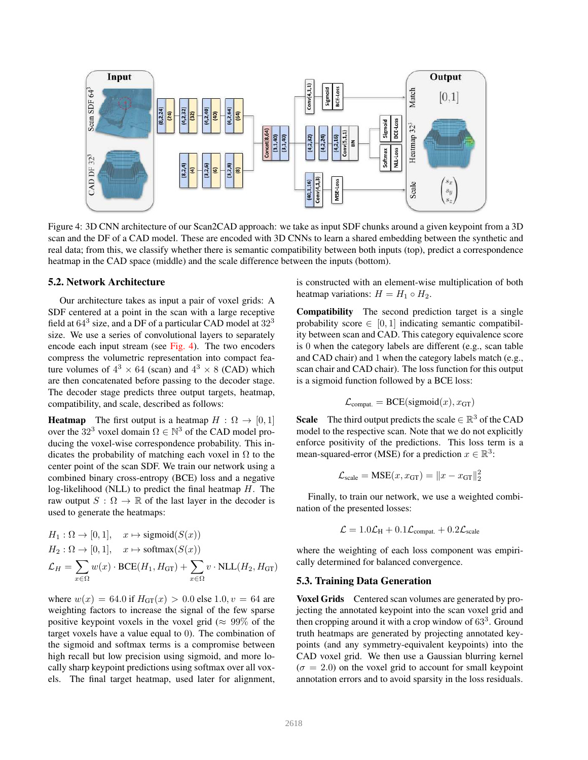Figure 4: 3D CNN architecture of our Scan2CAD approach: we take as input SDF chunks around a given keypoint from a 3D scan and the DF of a CAD model. These are encoded with 3D CNNs to learn a shared embedding between the synthetic and real data; from this, we classify whether there is semantic compatibility between both inputs (top), predict a correspondence heatmap in the CAD space (middle) and the scale difference between the inputs (bottom).

### 5.2. Network Architecture

Our architecture takes as input a pair of voxel grids: A SDF centered at a point in the scan with a large receptive field at $64^3$ size, and a DF of a particular CAD model at $32^3$ size. We use a series of convolutional layers to separately encode each input stream (see Fig. 4). The two encoders compress the volumetric representation into compact feature volumes of $4^3 \times 64$ (scan) and $4^3 \times 8$ (CAD) which are then concatenated before passing to the decoder stage. The decoder stage predicts three output targets, heatmap, compatibility, and scale, described as follows:

**Heatmap** The first output is a heatmap $H : \Omega \rightarrow [0, 1]$ over the $32^3$ voxel domain $\Omega \in \mathbb{N}^3$ of the CAD model producing the voxel-wise correspondence probability. This indicates the probability of matching each voxel in $\Omega$ to the center point of the scan SDF. We train our network using a combined binary cross-entropy (BCE) loss and a negative log-likelihood (NLL) to predict the final heatmap $H$. The raw output $S : \Omega \rightarrow \mathbb{R}$ of the last layer in the decoder is used to generate the heatmaps:

$$H_1 : \Omega \rightarrow [0, 1], \quad x \mapsto \text{sigmoid}(S(x))$$

$$H_2 : \Omega \rightarrow [0, 1], \quad x \mapsto \text{softmax}(S(x))$$

$$\mathcal{L}_H = \sum_{x \in \Omega} w(x) \cdot \text{BCE}(H_1, H_{\text{GT}}) + \sum_{x \in \Omega} v \cdot \text{NLL}(H_2, H_{\text{GT}})$$

where $w(x) = 64.0$ if $H_{\text{GT}}(x) > 0.0$ else $1.0$, $v = 64$ are weighting factors to increase the signal of the few sparse positive keypoint voxels in the voxel grid ($\approx 99\%$ of the target voxels have a value equal to 0). The combination of the sigmoid and softmax terms is a compromise between high recall but low precision using sigmoid, and more locally sharp keypoint predictions using softmax over all voxels. The final target heatmap, used later for alignment, is constructed with an element-wise multiplication of both heatmap variations: $H = H_1 \circ H_2$.

**Compatibility** The second prediction target is a single probability score $\in [0, 1]$ indicating semantic compatibility between scan and CAD. This category equivalence score is 0 when the category labels are different (e.g., scan table and CAD chair) and 1 when the category labels match (e.g., scan chair and CAD chair). The loss function for this output is a sigmoid function followed by a BCE loss:

$$\mathcal{L}_{\text{compat.}} = \text{BCE}(\text{sigmoid}(x), x_{\text{GT}})$$

**Scale** The third output predicts the scale $\in \mathbb{R}^3$ of the CAD model to the respective scan. Note that we do not explicitly enforce positivity of the predictions. This loss term is a mean-squared-error (MSE) for a prediction $x \in \mathbb{R}^3$:

$$\mathcal{L}_{\text{scale}} = \text{MSE}(x, x_{\text{GT}}) = \|x - x_{\text{GT}}\|_2^2$$

Finally, to train our network, we use a weighted combination of the presented losses:

$$\mathcal{L} = 1.0\mathcal{L}_{\text{H}} + 0.1\mathcal{L}_{\text{compat.}} + 0.2\mathcal{L}_{\text{scale}}$$

where the weighting of each loss component was empirically determined for balanced convergence.

### 5.3. Training Data Generation

**Voxel Grids** Centered scan volumes are generated by projecting the annotated keypoint into the scan voxel grid and then cropping around it with a crop window of $63^3$. Ground truth heatmaps are generated by projecting annotated keypoints (and any symmetry-equivalent keypoints) into the CAD voxel grid. We then use a Gaussian blurring kernel ($\sigma = 2.0$) on the voxel grid to account for small keypoint annotation errors and to avoid sparsity in the loss residuals.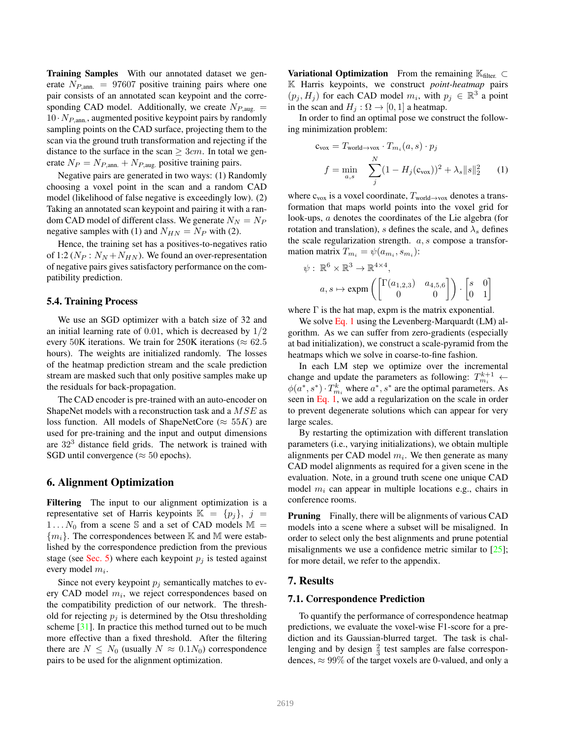**Training Samples** With our annotated dataset we generate $N_{P,\text{ann.}} = 97607$ positive training pairs where one pair consists of an annotated scan keypoint and the corresponding CAD model. Additionally, we create $N_{P,\text{aug.}} = 10 \cdot N_{P,\text{ann.}}$, augmented positive keypoint pairs by randomly sampling points on the CAD surface, projecting them to the scan via the ground truth transformation and rejecting if the distance to the surface in the scan $\geq 3cm$. In total we generate $N_P = N_{P,\text{ann.}} + N_{P,\text{aug.}}$ positive training pairs.

Negative pairs are generated in two ways: (1) Randomly choosing a voxel point in the scan and a random CAD model (likelihood of false negative is exceedingly low). (2) Taking an annotated scan keypoint and pairing it with a random CAD model of different class. We generate $N_N = N_P$ negative samples with (1) and $N_{HN} = N_P$ with (2).

Hence, the training set has a positives-to-negatives ratio of 1:2 ($N_P : N_N + N_{HN}$). We found an over-representation of negative pairs gives satisfactory performance on the compatibility prediction.

### 5.4. Training Process

We use an SGD optimizer with a batch size of 32 and an initial learning rate of 0.01, which is decreased by 1/2 every 50K iterations. We train for 250K iterations ($\approx 62.5$ hours). The weights are initialized randomly. The losses of the heatmap prediction stream and the scale prediction stream are masked such that only positive samples make up the residuals for back-propagation.

The CAD encoder is pre-trained with an auto-encoder on ShapeNet models with a reconstruction task and a $MSE$ as loss function. All models of ShapeNetCore ($\approx 55K$) are used for pre-training and the input and output dimensions are $32^3$ distance field grids. The network is trained with SGD until convergence ($\approx 50$ epochs).

## 6. Alignment Optimization

**Filtering** The input to our alignment optimization is a representative set of Harris keypoints $\mathbb{K} = \{p_j\},\ j = 1 \dots N_0$ from a scene $\mathbb{S}$ and a set of CAD models $\mathbb{M} = \{m_i\}$. The correspondences between $\mathbb{K}$ and $\mathbb{M}$ were established by the correspondence prediction from the previous stage (see Sec. 5) where each keypoint $p_j$ is tested against every model $m_i$.

Since not every keypoint $p_j$ semantically matches to every CAD model $m_i$, we reject correspondences based on the compatibility prediction of our network. The threshold for rejecting $p_j$ is determined by the Otsu thresholding scheme [31]. In practice this method turned out to be much more effective than a fixed threshold. After the filtering there are $N \leq N_0$ (usually $N \approx 0.1N_0$) correspondence pairs to be used for the alignment optimization.

**Variational Optimization** From the remaining $\mathbb{K}_{\text{filter.}} \subset \mathbb{K}$ Harris keypoints, we construct *point-heatmap* pairs $(p_j, H_j)$ for each CAD model $m_i$, with $p_j \in \mathbb{R}^3$ a point in the scan and $H_j : \Omega \rightarrow [0, 1]$ a heatmap.

In order to find an optimal pose we construct the following minimization problem:

$$
\begin{aligned}
c_{\text{vox}} &= T_{\text{world}\rightarrow\text{vox}} \cdot T_{m_i}(a, s) \cdot p_j \\
f &= \min_{a,s} \sum_{j}^{N} (1 - H_j(c_{\text{vox}}))^2 + \lambda_s \|s\|_2^2
\end{aligned}
\tag{1}
$$

where $c_{\text{vox}}$ is a voxel coordinate, $T_{\text{world}\rightarrow\text{vox}}$ denotes a transformation that maps world points into the voxel grid for look-ups, $a$ denotes the coordinates of the Lie algebra (for rotation and translation), $s$ defines the scale, and $\lambda_s$ defines the scale regularization strength. $a, s$ compose a transformation matrix $T_{m_i} = \psi(a_{m_i}, s_{m_i})$:

$$
\begin{aligned}
\psi :\ & \mathbb{R}^6 \times \mathbb{R}^3 \rightarrow \mathbb{R}^{4\times 4}, \\
& a, s \mapsto \text{expm}\left( \begin{bmatrix} \Gamma(a_{1,2,3}) & a_{4,5,6} \\ 0 & 0 \end{bmatrix} \right) \cdot \begin{bmatrix} s & 0 \\ 0 & 1 \end{bmatrix}
\end{aligned}
$$

where $\Gamma$ is the hat map, expm is the matrix exponential.

We solve Eq. 1 using the Levenberg-Marquardt (LM) algorithm. As we can suffer from zero-gradients (especially at bad initialization), we construct a scale-pyramid from the heatmaps which we solve in coarse-to-fine fashion.

In each LM step we optimize over the incremental change and update the parameters as following: $T_{m_i}^{k+1} \leftarrow \phi(a^*, s^*) \cdot T_{m_i}^{k}$ where $a^*, s^*$ are the optimal parameters. As seen in Eq. 1, we add a regularization on the scale in order to prevent degenerate solutions which can appear for very large scales.

By restarting the optimization with different translation parameters (i.e., varying initializations), we obtain multiple alignments per CAD model $m_i$. We then generate as many CAD model alignments as required for a given scene in the evaluation. Note, in a ground truth scene one unique CAD model $m_i$ can appear in multiple locations e.g., chairs in conference rooms.

**Pruning** Finally, there will be alignments of various CAD models into a scene where a subset will be misaligned. In order to select only the best alignments and prune potential misalignments we use a confidence metric similar to [25]; for more detail, we refer to the appendix.

## 7. Results

### 7.1. Correspondence Prediction

To quantify the performance of correspondence heatmap predictions, we evaluate the voxel-wise F1-score for a prediction and its Gaussian-blurred target. The task is challenging and by design $\frac{2}{3}$ test samples are false correspondences, $\approx 99\%$ of the target voxels are 0-valued, and only a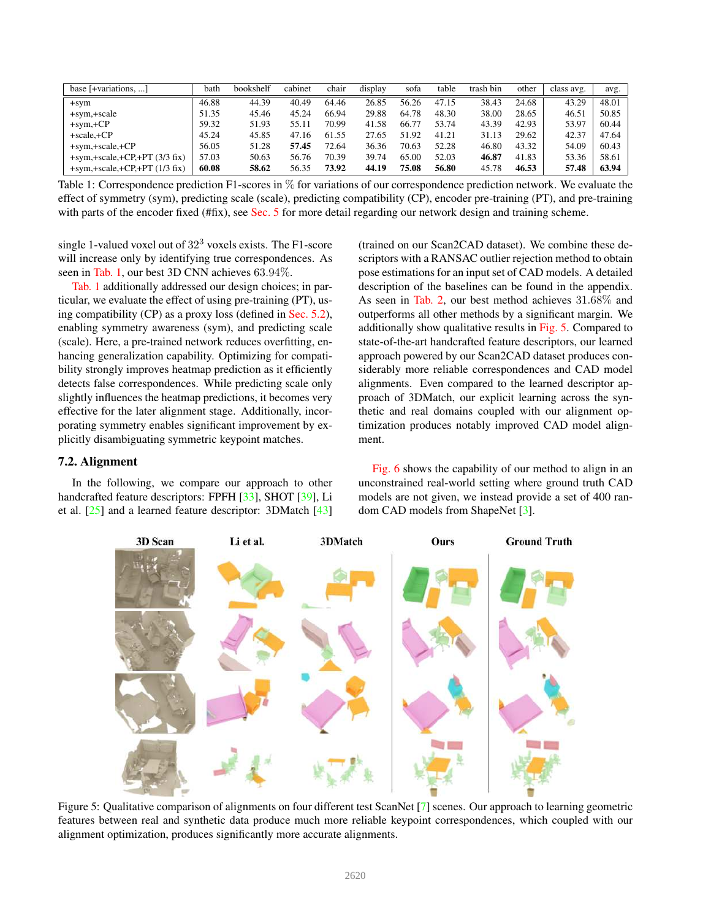| base [+variations, ...] | bath | bookshelf | cabinet | chair | display | sofa | table | trash bin | other | class avg. | avg. |
|---|---|---|---|---|---|---|---|---|---|---|---|
| +sym | 46.88 | 44.39 | 40.49 | 64.46 | 26.85 | 56.26 | 47.15 | 38.43 | 24.68 | 43.29 | 48.01 |
| +sym,+scale | 51.35 | 45.46 | 45.24 | 66.94 | 29.88 | 64.78 | 48.30 | 38.00 | 28.65 | 46.51 | 50.85 |
| +sym,+CP | 59.32 | 51.93 | 55.11 | 70.99 | 41.58 | 66.77 | 53.74 | 43.39 | 42.93 | 53.97 | 60.44 |
| +scale,+CP | 45.24 | 45.85 | 47.16 | 61.55 | 27.65 | 51.92 | 41.21 | 31.13 | 29.62 | 42.37 | 47.64 |
| +sym,+scale,+CP | 56.05 | 51.28 | **57.45** | 72.64 | 36.36 | 70.63 | 52.28 | 46.80 | 43.32 | 54.09 | 60.43 |
| +sym,+scale,+CP,+PT (3/3 fix) | 57.03 | 50.63 | 56.76 | 70.39 | 39.74 | 65.00 | 52.03 | **46.87** | 41.83 | 53.36 | 58.61 |
| +sym,+scale,+CP,+PT (1/3 fix) | **60.08** | **58.62** | 56.35 | **73.92** | **44.19** | **75.08** | **56.80** | 45.78 | **46.53** | **57.48** | **63.94** |

Table 1: Correspondence prediction F1-scores in % for variations of our correspondence prediction network. We evaluate the effect of symmetry (sym), predicting scale (scale), predicting compatibility (CP), encoder pre-training (PT), and pre-training with parts of the encoder fixed (#fix), see Sec. 5 for more detail regarding our network design and training scheme.

single 1-valued voxel out of $32^3$ voxels exists. The F1-score will increase only by identifying true correspondences. As seen in Tab. 1, our best 3D CNN achieves 63.94%.

Tab. 1 additionally addressed our design choices; in particular, we evaluate the effect of using pre-training (PT), using compatibility (CP) as a proxy loss (defined in Sec. 5.2), enabling symmetry awareness (sym), and predicting scale (scale). Here, a pre-trained network reduces overfitting, enhancing generalization capability. Optimizing for compatibility strongly improves heatmap prediction as it efficiently detects false correspondences. While predicting scale only slightly influences the heatmap predictions, it becomes very effective for the later alignment stage. Additionally, incorporating symmetry enables significant improvement by explicitly disambiguating symmetric keypoint matches.

### 7.2. Alignment

In the following, we compare our approach to other handcrafted feature descriptors: FPFH [33], SHOT [39], Li et al. [25] and a learned feature descriptor: 3DMatch [43] (trained on our Scan2CAD dataset). We combine these descriptors with a RANSAC outlier rejection method to obtain pose estimations for an input set of CAD models. A detailed description of the baselines can be found in the appendix. As seen in Tab. 2, our best method achieves 31.68% and outperforms all other methods by a significant margin. We additionally show qualitative results in Fig. 5. Compared to state-of-the-art handcrafted feature descriptors, our learned approach powered by our Scan2CAD dataset produces considerably more reliable correspondences and CAD model alignments. Even compared to the learned descriptor approach of 3DMatch, our explicit learning across the synthetic and real domains coupled with our alignment optimization produces notably improved CAD model alignment.

Fig. 6 shows the capability of our method to align in an unconstrained real-world setting where ground truth CAD models are not given, we instead provide a set of 400 random CAD models from ShapeNet [3].

Figure 5: Qualitative comparison of alignments on four different test ScanNet [7] scenes. Our approach to learning geometric features between real and synthetic data produce much more reliable keypoint correspondences, which coupled with our alignment optimization, produces significantly more accurate alignments.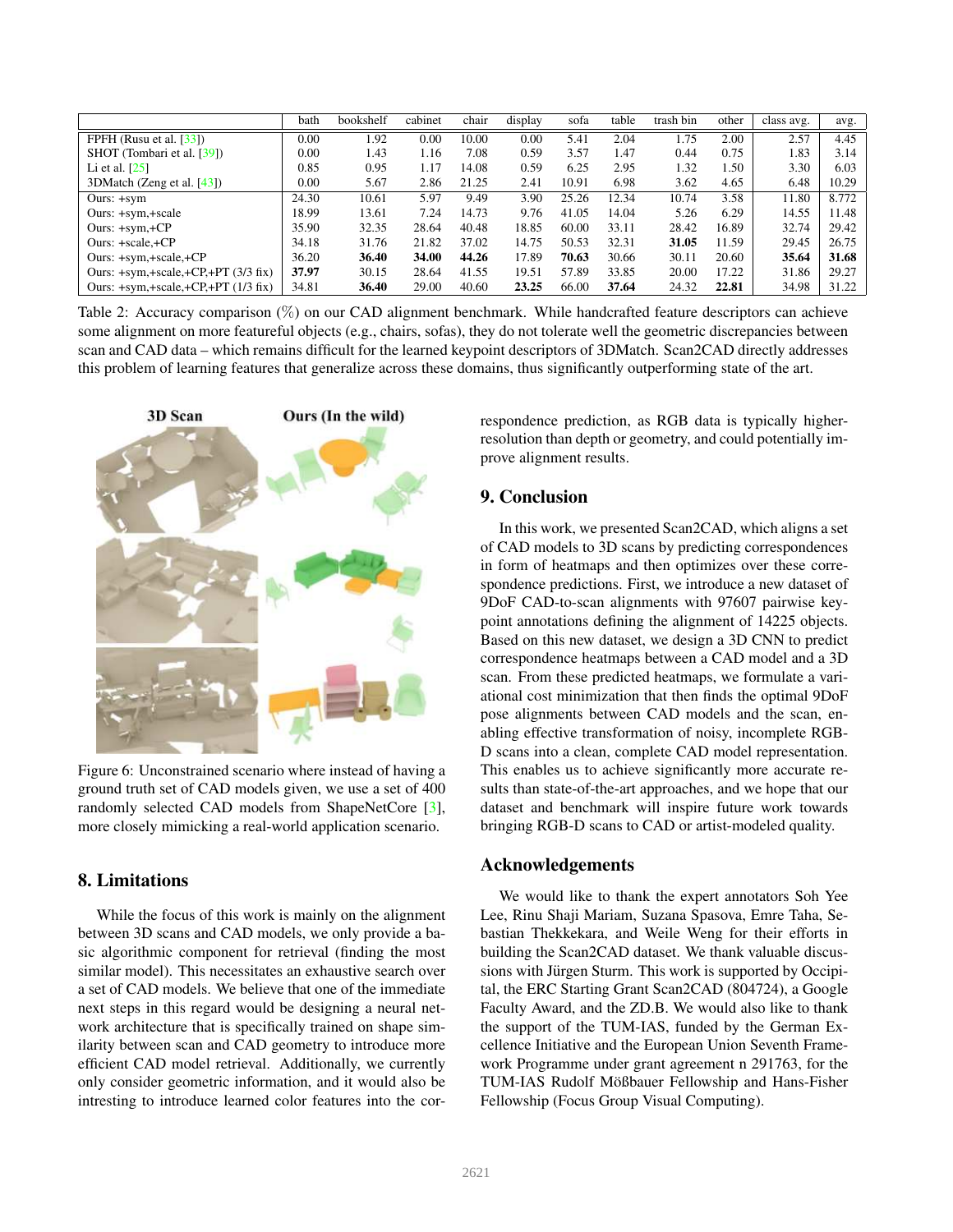| | bath | bookshelf | cabinet | chair | display | sofa | table | trash bin | other | class avg. | avg. |
|---|---|---|---|---|---|---|---|---|---|---|---|
| FPFH (Rusu et al. [33]) | 0.00 | 1.92 | 0.00 | 10.00 | 0.00 | 5.41 | 2.04 | 1.75 | 2.00 | 2.57 | 4.45 |
| SHOT (Tombari et al. [39]) | 0.00 | 1.43 | 1.16 | 7.08 | 0.59 | 3.57 | 1.47 | 0.44 | 0.75 | 1.83 | 3.14 |
| Li et al. [25] | 0.85 | 0.95 | 1.17 | 14.08 | 0.59 | 6.25 | 2.95 | 1.32 | 1.50 | 3.30 | 6.03 |
| 3DMatch (Zeng et al. [43]) | 0.00 | 5.67 | 2.86 | 21.25 | 2.41 | 10.91 | 6.98 | 3.62 | 4.65 | 6.48 | 10.29 |
| Ours: +sym | 24.30 | 10.61 | 5.97 | 9.49 | 3.90 | 25.26 | 12.34 | 10.74 | 3.58 | 11.80 | 8.772 |
| Ours: +sym,+scale | 18.99 | 13.61 | 7.24 | 14.73 | 9.76 | 41.05 | 14.04 | 5.26 | 6.29 | 14.55 | 11.48 |
| Ours: +sym,+CP | 35.90 | 32.35 | 28.64 | 40.48 | 18.85 | 60.00 | 33.11 | 28.42 | 16.89 | 32.74 | 29.42 |
| Ours: +scale,+CP | 34.18 | 31.76 | 21.82 | 37.02 | 14.75 | 50.53 | 32.31 | **31.05** | 11.59 | 29.45 | 26.75 |
| Ours: +sym,+scale,+CP | 36.20 | **36.40** | **34.00** | **44.26** | 17.89 | **70.63** | 30.66 | 30.11 | 20.60 | **35.64** | **31.68** |
| Ours: +sym,+scale,+CP,+PT (3/3 fix) | **37.97** | 30.15 | 28.64 | 41.55 | 19.51 | 57.89 | 33.85 | 20.00 | 17.22 | 31.86 | 29.27 |
| Ours: +sym,+scale,+CP,+PT (1/3 fix) | 34.81 | **36.40** | 29.00 | 40.60 | **23.25** | 66.00 | **37.64** | 24.32 | **22.81** | 34.98 | 31.22 |

Table 2: Accuracy comparison (%) on our CAD alignment benchmark. While handcrafted feature descriptors can achieve some alignment on more featureful objects (e.g., chairs, sofas), they do not tolerate well the geometric discrepancies between scan and CAD data – which remains difficult for the learned keypoint descriptors of 3DMatch. Scan2CAD directly addresses this problem of learning features that generalize across these domains, thus significantly outperforming state of the art.

Figure 6: Unconstrained scenario where instead of having a ground truth set of CAD models given, we use a set of 400 randomly selected CAD models from ShapeNetCore [3], more closely mimicking a real-world application scenario.

## 8. Limitations

While the focus of this work is mainly on the alignment between 3D scans and CAD models, we only provide a basic algorithmic component for retrieval (finding the most similar model). This necessitates an exhaustive search over a set of CAD models. We believe that one of the immediate next steps in this regard would be designing a neural network architecture that is specifically trained on shape similarity between scan and CAD geometry to introduce more efficient CAD model retrieval. Additionally, we currently only consider geometric information, and it would also be intresting to introduce learned color features into the correspondence prediction, as RGB data is typically higher-resolution than depth or geometry, and could potentially improve alignment results.

## 9. Conclusion

In this work, we presented Scan2CAD, which aligns a set of CAD models to 3D scans by predicting correspondences in form of heatmaps and then optimizes over these correspondence predictions. First, we introduce a new dataset of 9DoF CAD-to-scan alignments with 97607 pairwise keypoint annotations defining the alignment of 14225 objects. Based on this new dataset, we design a 3D CNN to predict correspondence heatmaps between a CAD model and a 3D scan. From these predicted heatmaps, we formulate a variational cost minimization that then finds the optimal 9DoF pose alignments between CAD models and the scan, enabling effective transformation of noisy, incomplete RGB-D scans into a clean, complete CAD model representation. This enables us to achieve significantly more accurate results than state-of-the-art approaches, and we hope that our dataset and benchmark will inspire future work towards bringing RGB-D scans to CAD or artist-modeled quality.

## Acknowledgements

We would like to thank the expert annotators Soh Yee Lee, Rinu Shaji Mariam, Suzana Spasova, Emre Taha, Sebastian Thekkekara, and Weile Weng for their efforts in building the Scan2CAD dataset. We thank valuable discussions with Jürgen Sturm. This work is supported by Occipital, the ERC Starting Grant Scan2CAD (804724), a Google Faculty Award, and the ZD.B. We would also like to thank the support of the TUM-IAS, funded by the German Excellence Initiative and the European Union Seventh Framework Programme under grant agreement n 291763, for the TUM-IAS Rudolf Mößbauer Fellowship and Hans-Fisher Fellowship (Focus Group Visual Computing).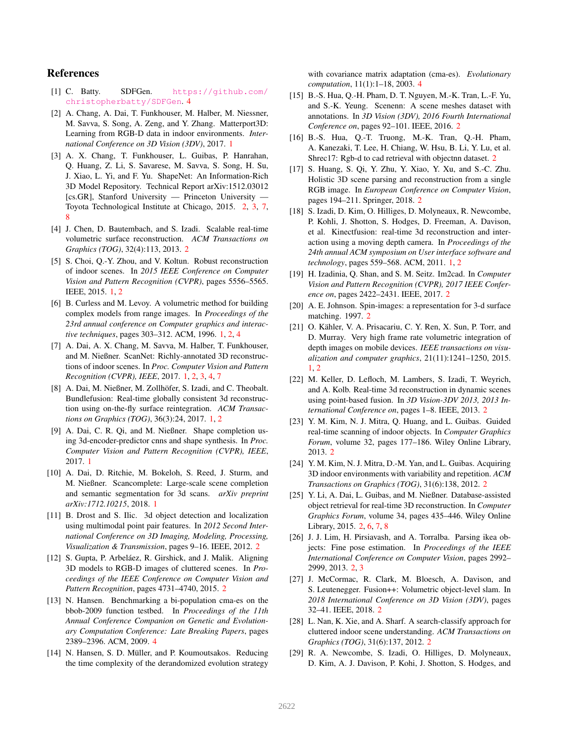## References

[1] C. Batty. SDFGen. https://github.com/christopherbatty/SDFGen. 4

[2] A. Chang, A. Dai, T. Funkhouser, M. Halber, M. Niessner, M. Savva, S. Song, A. Zeng, and Y. Zhang. Matterport3D: Learning from RGB-D data in indoor environments. *International Conference on 3D Vision (3DV)*, 2017. 1

[3] A. X. Chang, T. Funkhouser, L. Guibas, P. Hanrahan, Q. Huang, Z. Li, S. Savarese, M. Savva, S. Song, H. Su, J. Xiao, L. Yi, and F. Yu. ShapeNet: An Information-Rich 3D Model Repository. Technical Report arXiv:1512.03012 [cs.GR], Stanford University — Princeton University — Toyota Technological Institute at Chicago, 2015. 2, 3, 7, 8

[4] J. Chen, D. Bautembach, and S. Izadi. Scalable real-time volumetric surface reconstruction. *ACM Transactions on Graphics (TOG)*, 32(4):113, 2013. 2

[5] S. Choi, Q.-Y. Zhou, and V. Koltun. Robust reconstruction of indoor scenes. In *2015 IEEE Conference on Computer Vision and Pattern Recognition (CVPR)*, pages 5556–5565. IEEE, 2015. 1, 2

[6] B. Curless and M. Levoy. A volumetric method for building complex models from range images. In *Proceedings of the 23rd annual conference on Computer graphics and interactive techniques*, pages 303–312. ACM, 1996. 1, 2, 4

[7] A. Dai, A. X. Chang, M. Savva, M. Halber, T. Funkhouser, and M. Nießner. ScanNet: Richly-annotated 3D reconstructions of indoor scenes. In *Proc. Computer Vision and Pattern Recognition (CVPR), IEEE*, 2017. 1, 2, 3, 4, 7

[8] A. Dai, M. Nießner, M. Zollhöfer, S. Izadi, and C. Theobalt. Bundlefusion: Real-time globally consistent 3d reconstruction using on-the-fly surface reintegration. *ACM Transactions on Graphics (TOG)*, 36(3):24, 2017. 1, 2

[9] A. Dai, C. R. Qi, and M. Nießner. Shape completion using 3d-encoder-predictor cnns and shape synthesis. In *Proc. Computer Vision and Pattern Recognition (CVPR), IEEE*, 2017. 1

[10] A. Dai, D. Ritchie, M. Bokeloh, S. Reed, J. Sturm, and M. Nießner. Scancomplete: Large-scale scene completion and semantic segmentation for 3d scans. *arXiv preprint arXiv:1712.10215*, 2018. 1

[11] B. Drost and S. Ilic. 3d object detection and localization using multimodal point pair features. In *2012 Second International Conference on 3D Imaging, Modeling, Processing, Visualization & Transmission*, pages 9–16. IEEE, 2012. 2

[12] S. Gupta, P. Arbeláez, R. Girshick, and J. Malik. Aligning 3D models to RGB-D images of cluttered scenes. In *Proceedings of the IEEE Conference on Computer Vision and Pattern Recognition*, pages 4731–4740, 2015. 2

[13] N. Hansen. Benchmarking a bi-population cma-es on the bbob-2009 function testbed. In *Proceedings of the 11th Annual Conference Companion on Genetic and Evolutionary Computation Conference: Late Breaking Papers*, pages 2389–2396. ACM, 2009. 4

[14] N. Hansen, S. D. Müller, and P. Koumoutsakos. Reducing the time complexity of the derandomized evolution strategy with covariance matrix adaptation (cma-es). *Evolutionary computation*, 11(1):1–18, 2003. 4

[15] B.-S. Hua, Q.-H. Pham, D. T. Nguyen, M.-K. Tran, L.-F. Yu, and S.-K. Yeung. Scenenn: A scene meshes dataset with annotations. In *3D Vision (3DV), 2016 Fourth International Conference on*, pages 92–101. IEEE, 2016. 2

[16] B.-S. Hua, Q.-T. Truong, M.-K. Tran, Q.-H. Pham, A. Kanezaki, T. Lee, H. Chiang, W. Hsu, B. Li, Y. Lu, et al. Shrec17: Rgb-d to cad retrieval with objectnn dataset. 2

[17] S. Huang, S. Qi, Y. Zhu, Y. Xiao, Y. Xu, and S.-C. Zhu. Holistic 3D scene parsing and reconstruction from a single RGB image. In *European Conference on Computer Vision*, pages 194–211. Springer, 2018. 2

[18] S. Izadi, D. Kim, O. Hilliges, D. Molyneaux, R. Newcombe, P. Kohli, J. Shotton, S. Hodges, D. Freeman, A. Davison, et al. Kinectfusion: real-time 3d reconstruction and interaction using a moving depth camera. In *Proceedings of the 24th annual ACM symposium on User interface software and technology*, pages 559–568. ACM, 2011. 1, 2

[19] H. Izadinia, Q. Shan, and S. M. Seitz. Im2cad. In *Computer Vision and Pattern Recognition (CVPR), 2017 IEEE Conference on*, pages 2422–2431. IEEE, 2017. 2

[20] A. E. Johnson. Spin-images: a representation for 3-d surface matching. 1997. 2

[21] O. Kähler, V. A. Prisacariu, C. Y. Ren, X. Sun, P. Torr, and D. Murray. Very high frame rate volumetric integration of depth images on mobile devices. *IEEE transactions on visualization and computer graphics*, 21(11):1241–1250, 2015. 1, 2

[22] M. Keller, D. Lefloch, M. Lambers, S. Izadi, T. Weyrich, and A. Kolb. Real-time 3d reconstruction in dynamic scenes using point-based fusion. In *3D Vision-3DV 2013, 2013 International Conference on*, pages 1–8. IEEE, 2013. 2

[23] Y. M. Kim, N. J. Mitra, Q. Huang, and L. Guibas. Guided real-time scanning of indoor objects. In *Computer Graphics Forum*, volume 32, pages 177–186. Wiley Online Library, 2013. 2

[24] Y. M. Kim, N. J. Mitra, D.-M. Yan, and L. Guibas. Acquiring 3D indoor environments with variability and repetition. *ACM Transactions on Graphics (TOG)*, 31(6):138, 2012. 2

[25] Y. Li, A. Dai, L. Guibas, and M. Nießner. Database-assisted object retrieval for real-time 3D reconstruction. In *Computer Graphics Forum*, volume 34, pages 435–446. Wiley Online Library, 2015. 2, 6, 7, 8

[26] J. J. Lim, H. Pirsiavash, and A. Torralba. Parsing ikea objects: Fine pose estimation. In *Proceedings of the IEEE International Conference on Computer Vision*, pages 2992–2999, 2013. 2, 3

[27] J. McCormac, R. Clark, M. Bloesch, A. Davison, and S. Leutenegger. Fusion++: Volumetric object-level slam. In *2018 International Conference on 3D Vision (3DV)*, pages 32–41. IEEE, 2018. 2

[28] L. Nan, K. Xie, and A. Sharf. A search-classify approach for cluttered indoor scene understanding. *ACM Transactions on Graphics (TOG)*, 31(6):137, 2012. 2

[29] R. A. Newcombe, S. Izadi, O. Hilliges, D. Molyneaux, D. Kim, A. J. Davison, P. Kohi, J. Shotton, S. Hodges, and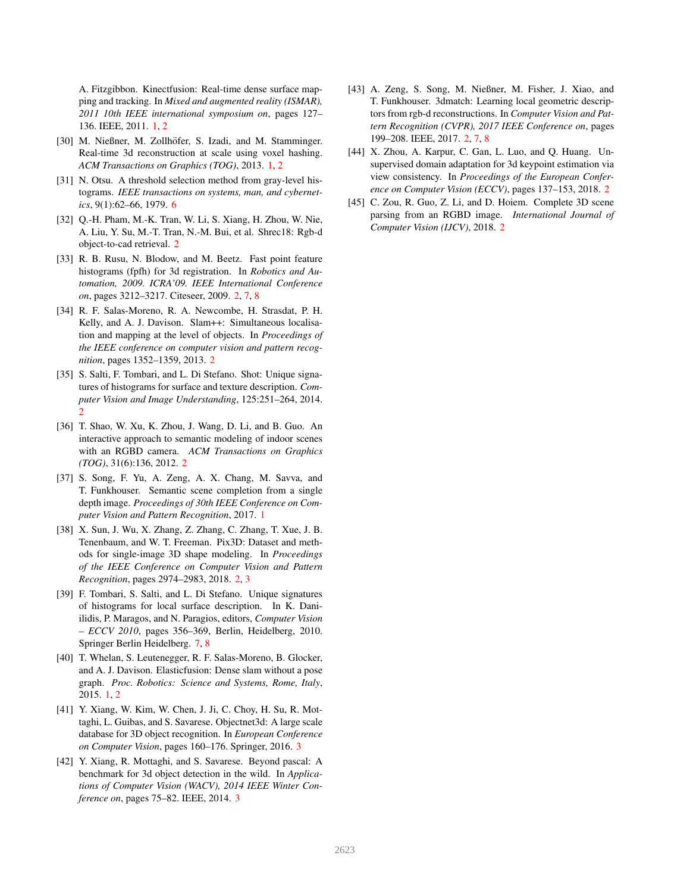A. Fitzgibbon. Kinectfusion: Real-time dense surface mapping and tracking. In *Mixed and augmented reality (ISMAR), 2011 10th IEEE international symposium on*, pages 127–136. IEEE, 2011. 1, 2

[30] M. Nießner, M. Zollhöfer, S. Izadi, and M. Stamminger. Real-time 3d reconstruction at scale using voxel hashing. *ACM Transactions on Graphics (TOG)*, 2013. 1, 2

[31] N. Otsu. A threshold selection method from gray-level histograms. *IEEE transactions on systems, man, and cybernetics*, 9(1):62–66, 1979. 6

[32] Q.-H. Pham, M.-K. Tran, W. Li, S. Xiang, H. Zhou, W. Nie, A. Liu, Y. Su, M.-T. Tran, N.-M. Bui, et al. Shrec18: Rgb-d object-to-cad retrieval. 2

[33] R. B. Rusu, N. Blodow, and M. Beetz. Fast point feature histograms (fpfh) for 3d registration. In *Robotics and Automation, 2009. ICRA'09. IEEE International Conference on*, pages 3212–3217. Citeseer, 2009. 2, 7, 8

[34] R. F. Salas-Moreno, R. A. Newcombe, H. Strasdat, P. H. Kelly, and A. J. Davison. Slam++: Simultaneous localisation and mapping at the level of objects. In *Proceedings of the IEEE conference on computer vision and pattern recognition*, pages 1352–1359, 2013. 2

[35] S. Salti, F. Tombari, and L. Di Stefano. Shot: Unique signatures of histograms for surface and texture description. *Computer Vision and Image Understanding*, 125:251–264, 2014. 2

[36] T. Shao, W. Xu, K. Zhou, J. Wang, D. Li, and B. Guo. An interactive approach to semantic modeling of indoor scenes with an RGBD camera. *ACM Transactions on Graphics (TOG)*, 31(6):136, 2012. 2

[37] S. Song, F. Yu, A. Zeng, A. X. Chang, M. Savva, and T. Funkhouser. Semantic scene completion from a single depth image. *Proceedings of 30th IEEE Conference on Computer Vision and Pattern Recognition*, 2017. 1

[38] X. Sun, J. Wu, X. Zhang, Z. Zhang, C. Zhang, T. Xue, J. B. Tenenbaum, and W. T. Freeman. Pix3D: Dataset and methods for single-image 3D shape modeling. In *Proceedings of the IEEE Conference on Computer Vision and Pattern Recognition*, pages 2974–2983, 2018. 2, 3

[39] F. Tombari, S. Salti, and L. Di Stefano. Unique signatures of histograms for local surface description. In K. Daniilidis, P. Maragos, and N. Paragios, editors, *Computer Vision – ECCV 2010*, pages 356–369, Berlin, Heidelberg, 2010. Springer Berlin Heidelberg. 7, 8

[40] T. Whelan, S. Leutenegger, R. F. Salas-Moreno, B. Glocker, and A. J. Davison. Elasticfusion: Dense slam without a pose graph. *Proc. Robotics: Science and Systems, Rome, Italy*, 2015. 1, 2

[41] Y. Xiang, W. Kim, W. Chen, J. Ji, C. Choy, H. Su, R. Mottaghi, L. Guibas, and S. Savarese. Objectnet3d: A large scale database for 3D object recognition. In *European Conference on Computer Vision*, pages 160–176. Springer, 2016. 3

[42] Y. Xiang, R. Mottaghi, and S. Savarese. Beyond pascal: A benchmark for 3d object detection in the wild. In *Applications of Computer Vision (WACV), 2014 IEEE Winter Conference on*, pages 75–82. IEEE, 2014. 3

[43] A. Zeng, S. Song, M. Nießner, M. Fisher, J. Xiao, and T. Funkhouser. 3dmatch: Learning local geometric descriptors from rgb-d reconstructions. In *Computer Vision and Pattern Recognition (CVPR), 2017 IEEE Conference on*, pages 199–208. IEEE, 2017. 2, 7, 8

[44] X. Zhou, A. Karpur, C. Gan, L. Luo, and Q. Huang. Unsupervised domain adaptation for 3d keypoint estimation via view consistency. In *Proceedings of the European Conference on Computer Vision (ECCV)*, pages 137–153, 2018. 2

[45] C. Zou, R. Guo, Z. Li, and D. Hoiem. Complete 3D scene parsing from an RGBD image. *International Journal of Computer Vision (IJCV)*, 2018. 2